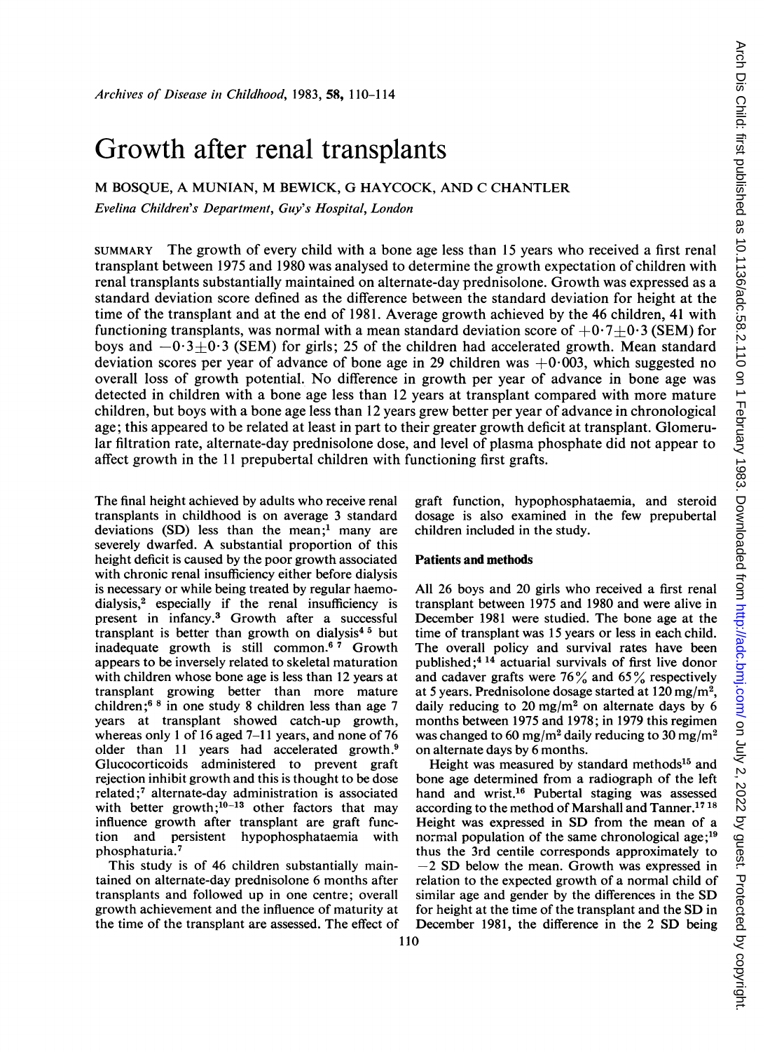# Growth after renal transplants

M BOSQUE, A MUNIAN, M BEWICK, G HAYCOCK, AND C CHANTLER

*Evelina Children's Department, Guy's Hospital, London*

SUMMARY The growth of every child with a bone age less than 15 years who received a first renal transplant between 1975 and 1980 was analysed to determine the growth expectation of children with renal transplants substantially maintained on alternate-day prednisolone. Growth was expressed as a standard deviation score defined as the difference between the standard deviation for height at the time of the transplant and at the end of 1981. Average growth achieved by the 46 children, 41 with functioning transplants, was normal with a mean standard deviation score of $+0 \cdot 7 \pm 0 \cdot 3$ (SEM) for boys and $-0 \cdot 3 \pm 0 \cdot 3$ (SEM) for girls; 25 of the children had accelerated growth. Mean standard deviation scores per year of advance of bone age in 29 children was $+0 \cdot 003$, which suggested no overall loss of growth potential. No difference in growth per year of advance in bone age was detected in children with a bone age less than 12 years at transplant compared with more mature children, but boys with a bone age less than 12 years grew better per year of advance in chronological age; this appeared to be related at least in part to their greater growth deficit at transplant. Glomerular filtration rate, alternate-day prednisolone dose, and level of plasma phosphate did not appear to affect growth in the 11 prepubertal children with functioning first grafts.

The final height achieved by adults who receive renal transplants in childhood is on average 3 standard deviations (SD) less than the mean;[1] many are severely dwarfed. A substantial proportion of this height deficit is caused by the poor growth associated with chronic renal insufficiency either before dialysis is necessary or while being treated by regular haemodialysis,[2] especially if the renal insufficiency is present in infancy.[3] Growth after a successful transplant is better than growth on dialysis[4 5] but inadequate growth is still common.[6 7] Growth appears to be inversely related to skeletal maturation with children whose bone age is less than 12 years at transplant growing better than more mature children;[6 8] in one study 8 children less than age 7 years at transplant showed catch-up growth, whereas only 1 of 16 aged 7–11 years, and none of 76 older than 11 years had accelerated growth.[9] Glucocorticoids administered to prevent graft rejection inhibit growth and this is thought to be dose related;[7] alternate-day administration is associated with better growth;[10–13] other factors that may influence growth after transplant are graft function and persistent hypophosphataemia with phosphaturia.[7]

This study is of 46 children substantially maintained on alternate-day prednisolone 6 months after transplants and followed up in one centre; overall growth achievement and the influence of maturity at the time of the transplant are assessed. The effect of graft function, hypophosphataemia, and steroid dosage is also examined in the few prepubertal children included in the study.

## Patients and methods

All 26 boys and 20 girls who received a first renal transplant between 1975 and 1980 and were alive in December 1981 were studied. The bone age at the time of transplant was 15 years or less in each child. The overall policy and survival rates have been published;[4 14] actuarial survivals of first live donor and cadaver grafts were 76% and 65% respectively at 5 years. Prednisolone dosage started at 120 mg/m², daily reducing to 20 mg/m² on alternate days by 6 months between 1975 and 1978; in 1979 this regimen was changed to 60 mg/m² daily reducing to 30 mg/m² on alternate days by 6 months.

Height was measured by standard methods[15] and bone age determined from a radiograph of the left hand and wrist.[16] Pubertal staging was assessed according to the method of Marshall and Tanner.[17 18] Height was expressed in SD from the mean of a normal population of the same chronological age;[19] thus the 3rd centile corresponds approximately to $-2$ SD below the mean. Growth was expressed in relation to the expected growth of a normal child of similar age and gender by the differences in the SD for height at the time of the transplant and the SD in December 1981, the difference in the 2 SD being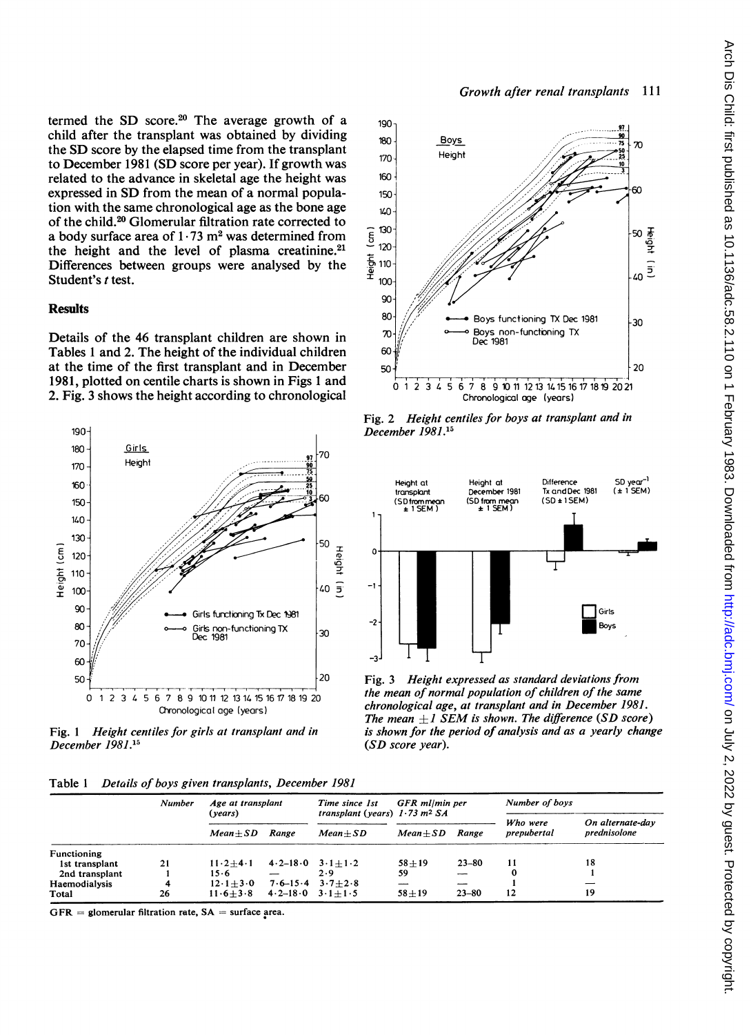termed the SD score.[20] The average growth of a child after the transplant was obtained by dividing the SD score by the elapsed time from the transplant to December 1981 (SD score per year). If growth was related to the advance in skeletal age the height was expressed in SD from the mean of a normal population with the same chronological age as the bone age of the child.[20] Glomerular filtration rate corrected to a body surface area of $1 \cdot 73$ $m^2$ was determined from the height and the level of plasma creatinine.[21] Differences between groups were analysed by the Student's *t* test.

## Results

Details of the 46 transplant children are shown in Tables 1 and 2. The height of the individual children at the time of the first transplant and in December 1981, plotted on centile charts is shown in Figs 1 and 2. Fig. 3 shows the height according to chronological

Fig. 1 *Height centiles for girls at transplant and in December 1981.*[15]

Fig. 2 *Height centiles for boys at transplant and in December 1981.*[15]

Fig. 3 *Height expressed as standard deviations from the mean of normal population of children of the same chronological age, at transplant and in December 1981. The mean ±1 SEM is shown. The difference (SD score) is shown for the period of analysis and as a yearly change (SD score year).*

Table 1 *Details of boys given transplants, December 1981*

| | Number | Age at transplant (years) | | Time since 1st transplant (years) | GFR ml/min per 1·73 m² SA | | Number of boys | |
|---|---|---|---|---|---|---|---|---|
| | | Mean±SD | Range | Mean±SD | Mean±SD | Range | Who were prepubertal | On alternate-day prednisolone |
| Functioning | | | | | | | | |
| 1st transplant | 21 | 11·2±4·1 | 4·2–18·0 | 3·1±1·2 | 58±19 | 23–80 | 11 | 18 |
| 2nd transplant | 1 | 15·6 | — | 2·9 | 59 | — | 0 | 1 |
| Haemodialysis | 4 | 12·1±3·0 | 7·6–15·4 | 3·7±2·8 | — | — | 1 | — |
| Total | 26 | 11·6±3·8 | 4·2–18·0 | 3·1±1·5 | 58±19 | 23–80 | 12 | 19 |

GFR = glomerular filtration rate, SA = surface area.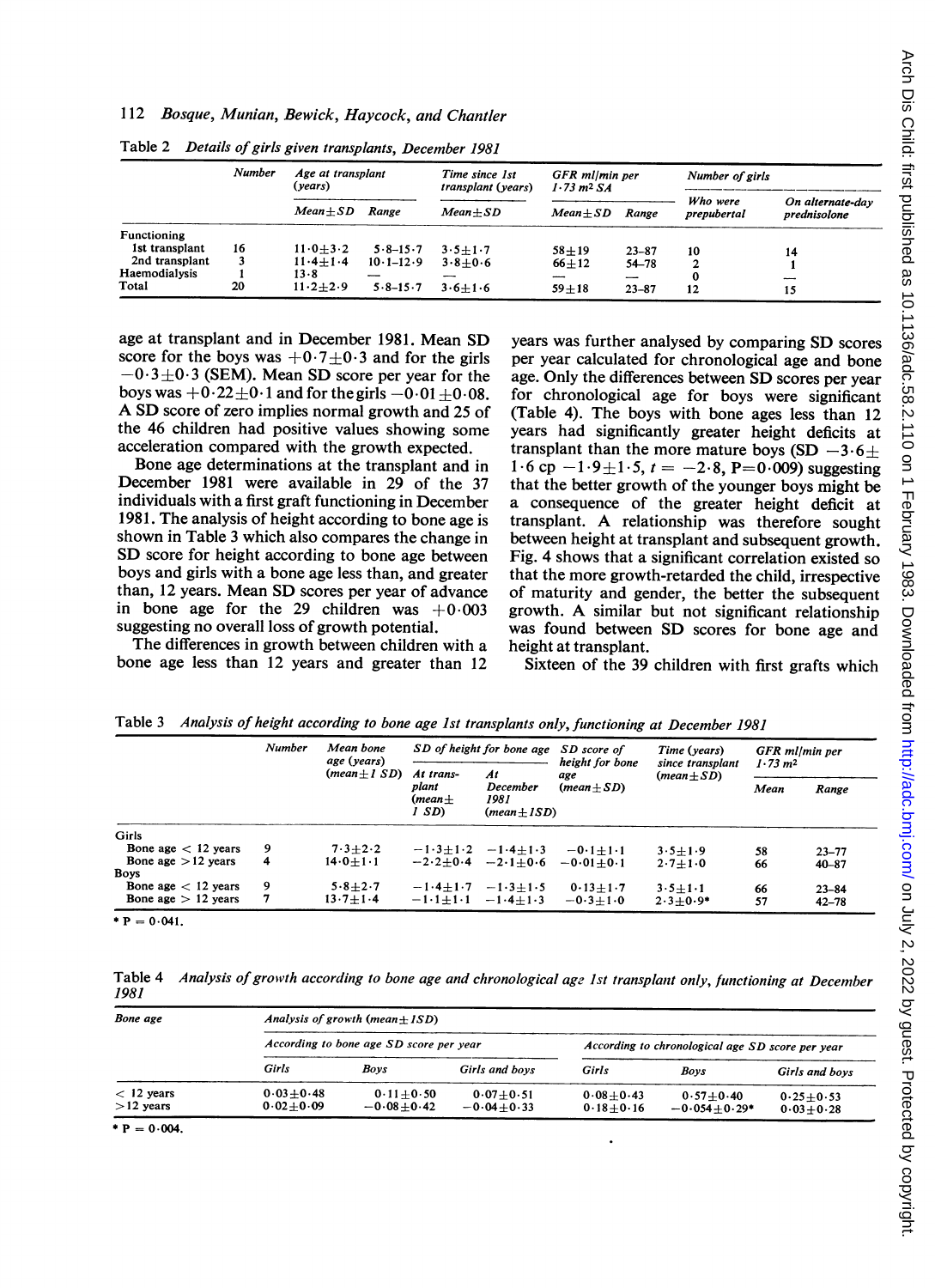Table 2 *Details of girls given transplants, December 1981*

| | Number | Age at transplant (years) | | Time since 1st transplant (years) | GFR ml/min per 1·73 m² SA | | Number of girls | |
|---|---|---|---|---|---|---|---|---|
| | | Mean±SD | Range | Mean±SD | Mean±SD | Range | Who were prepubertal | On alternate-day prednisolone |
| Functioning | | | | | | | | |
| 1st transplant | 16 | 11·0±3·2 | 5·8–15·7 | 3·5±1·7 | 58±19 | 23–87 | 10 | 14 |
| 2nd transplant | 3 | 11·4±1·4 | 10·1–12·9 | 3·8±0·6 | 66±12 | 54–78 | 2 | 1 |
| Haemodialysis | 1 | 13·8 | — | — | — | — | 0 | — |
| Total | 20 | 11·2±2·9 | 5·8–15·7 | 3·6±1·6 | 59±18 | 23–87 | 12 | 15 |

age at transplant and in December 1981. Mean SD score for the boys was +0·7±0·3 and for the girls −0·3±0·3 (SEM). Mean SD score per year for the boys was +0·22±0·1 and for the girls −0·01±0·08. A SD score of zero implies normal growth and 25 of the 46 children had positive values showing some acceleration compared with the growth expected.

Bone age determinations at the transplant and in December 1981 were available in 29 of the 37 individuals with a first graft functioning in December 1981. The analysis of height according to bone age is shown in Table 3 which also compares the change in SD score for height according to bone age between boys and girls with a bone age less than, and greater than, 12 years. Mean SD scores per year of advance in bone age for the 29 children was +0·003 suggesting no overall loss of growth potential.

The differences in growth between children with a bone age less than 12 years and greater than 12 years was further analysed by comparing SD scores per year calculated for chronological age and bone age. Only the differences between SD scores per year for chronological age for boys were significant (Table 4). The boys with bone ages less than 12 years had significantly greater height deficits at transplant than the more mature boys (SD −3·6±1·6 cp −1·9±1·5, $t$ = −2·8, P=0·009) suggesting that the better growth of the younger boys might be a consequence of the greater height deficit at transplant. A relationship was therefore sought between height at transplant and subsequent growth. Fig. 4 shows that a significant correlation existed so that the more growth-retarded the child, irrespective of maturity and gender, the better the subsequent growth. A similar but not significant relationship was found between SD scores for bone age and height at transplant.

Sixteen of the 39 children with first grafts which

Table 3 *Analysis of height according to bone age 1st transplants only, functioning at December 1981*

| | Number | Mean bone age (years) (mean±1 SD) | SD of height for bone age | | SD score of height for bone age (mean±SD) | Time (years) since transplant (mean±SD) | GFR ml/min per 1·73 m² | |
|---|---|---|---|---|---|---|---|---|
| | | | At transplant (mean±1 SD) | At December 1981 (mean±1SD) | | | Mean | Range |
| Girls | | | | | | | | |
| Bone age < 12 years | 9 | 7·3±2·2 | −1·3±1·2 | −1·4±1·3 | −0·1±1·1 | 3·5±1·9 | 58 | 23–77 |
| Bone age >12 years | 4 | 14·0±1·1 | −2·2±0·4 | −2·1±0·6 | −0·01±0·1 | 2·7±1·0 | 66 | 40–87 |
| Boys | | | | | | | | |
| Bone age < 12 years | 9 | 5·8±2·7 | −1·4±1·7 | −1·3±1·5 | 0·13±1·7 | 3·5±1·1 | 66 | 23–84 |
| Bone age > 12 years | 7 | 13·7±1·4 | −1·1±1·1 | −1·4±1·3 | −0·3±1·0 | 2·3±0·9* | 57 | 42–78 |

\* P = 0·041.

Table 4 *Analysis of growth according to bone age and chronological age 1st transplant only, functioning at December 1981*

| Bone age | Analysis of growth (mean±1SD) | | | | | |
|---|---|---|---|---|---|---|
| | According to bone age SD score per year | | | According to chronological age SD score per year | | |
| | Girls | Boys | Girls and boys | Girls | Boys | Girls and boys |
| < 12 years | 0·03±0·48 | 0·11±0·50 | 0·07±0·51 | 0·08±0·43 | 0·57±0·40 | 0·25±0·53 |
| >12 years | 0·02±0·09 | −0·08±0·42 | −0·04±0·33 | 0·18±0·16 | −0·054±0·29* | 0·03±0·28 |

\* P = 0·004.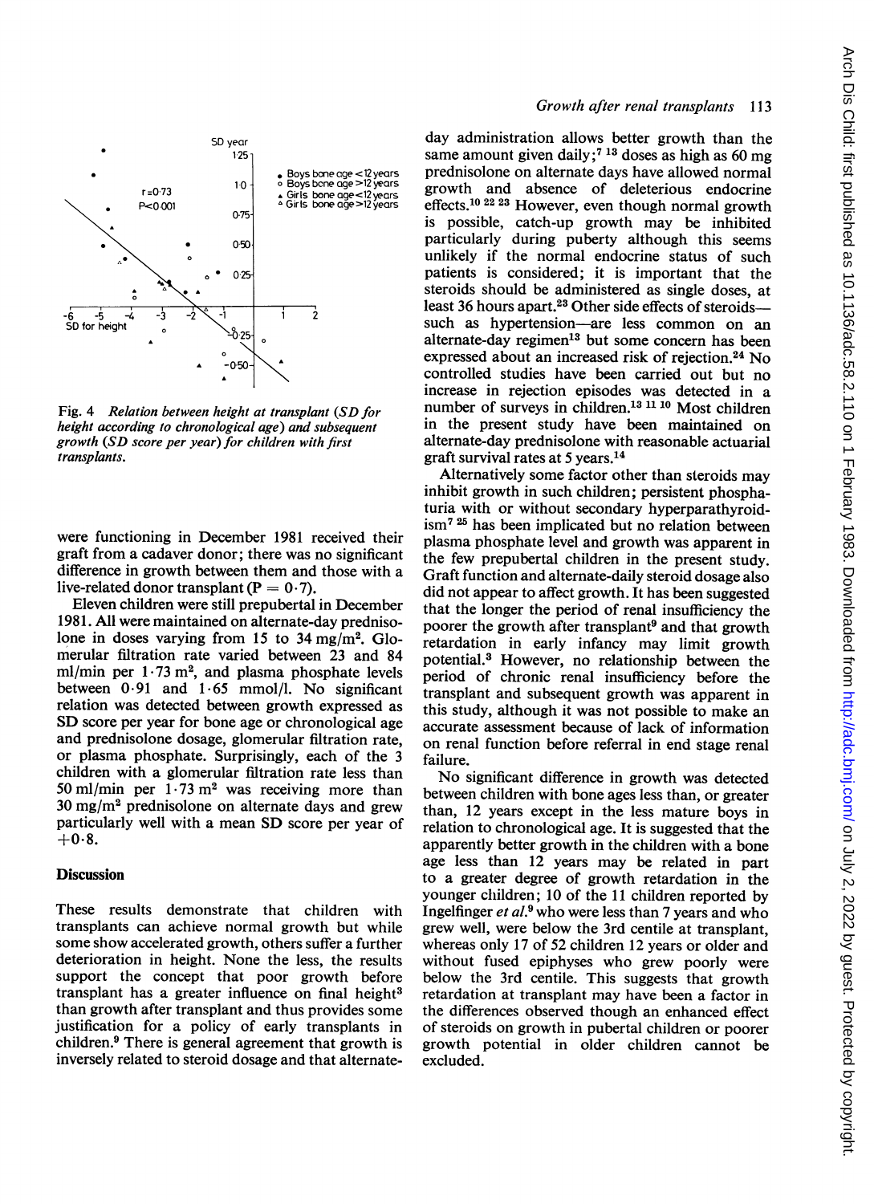Fig. 4 *Relation between height at transplant (SD for height according to chronological age) and subsequent growth (SD score per year) for children with first transplants.*

were functioning in December 1981 received their graft from a cadaver donor; there was no significant difference in growth between them and those with a live-related donor transplant ($P = 0.7$).

Eleven children were still prepubertal in December 1981. All were maintained on alternate-day prednisolone in doses varying from 15 to 34 mg/m$^2$. Glomerular filtration rate varied between 23 and 84 ml/min per 1·73 m$^2$, and plasma phosphate levels between 0·91 and 1·65 mmol/l. No significant relation was detected between growth expressed as SD score per year for bone age or chronological age and prednisolone dosage, glomerular filtration rate, or plasma phosphate. Surprisingly, each of the 3 children with a glomerular filtration rate less than 50 ml/min per 1·73 m$^2$ was receiving more than 30 mg/m$^2$ prednisolone on alternate days and grew particularly well with a mean SD score per year of +0·8.

## Discussion

These results demonstrate that children with transplants can achieve normal growth but while some show accelerated growth, others suffer a further deterioration in height. None the less, the results support the concept that poor growth before transplant has a greater influence on final height[3] than growth after transplant and thus provides some justification for a policy of early transplants in children.[9] There is general agreement that growth is inversely related to steroid dosage and that alternate-day administration allows better growth than the same amount given daily;[7 13] doses as high as 60 mg prednisolone on alternate days have allowed normal growth and absence of deleterious endocrine effects.[10 22 23] However, even though normal growth is possible, catch-up growth may be inhibited particularly during puberty although this seems unlikely if the normal endocrine status of such patients is considered; it is important that the steroids should be administered as single doses, at least 36 hours apart.[23] Other side effects of steroids—such as hypertension—are less common on an alternate-day regimen[13] but some concern has been expressed about an increased risk of rejection.[24] No controlled studies have been carried out but no increase in rejection episodes was detected in a number of surveys in children.[13 11 10] Most children in the present study have been maintained on alternate-day prednisolone with reasonable actuarial graft survival rates at 5 years.[14]

Alternatively some factor other than steroids may inhibit growth in such children; persistent phosphaturia with or without secondary hyperparathyroidism[7 25] has been implicated but no relation between plasma phosphate level and growth was apparent in the few prepubertal children in the present study. Graft function and alternate-daily steroid dosage also did not appear to affect growth. It has been suggested that the longer the period of renal insufficiency the poorer the growth after transplant[9] and that growth retardation in early infancy may limit growth potential.[3] However, no relationship between the period of chronic renal insufficiency before the transplant and subsequent growth was apparent in this study, although it was not possible to make an accurate assessment because of lack of information on renal function before referral in end stage renal failure.

No significant difference in growth was detected between children with bone ages less than, or greater than, 12 years except in the less mature boys in relation to chronological age. It is suggested that the apparently better growth in the children with a bone age less than 12 years may be related in part to a greater degree of growth retardation in the younger children; 10 of the 11 children reported by Ingelfinger *et al.*[9] who were less than 7 years and who grew well, were below the 3rd centile at transplant, whereas only 17 of 52 children 12 years or older and without fused epiphyses who grew poorly were below the 3rd centile. This suggests that growth retardation at transplant may have been a factor in the differences observed though an enhanced effect of steroids on growth in pubertal children or poorer growth potential in older children cannot be excluded.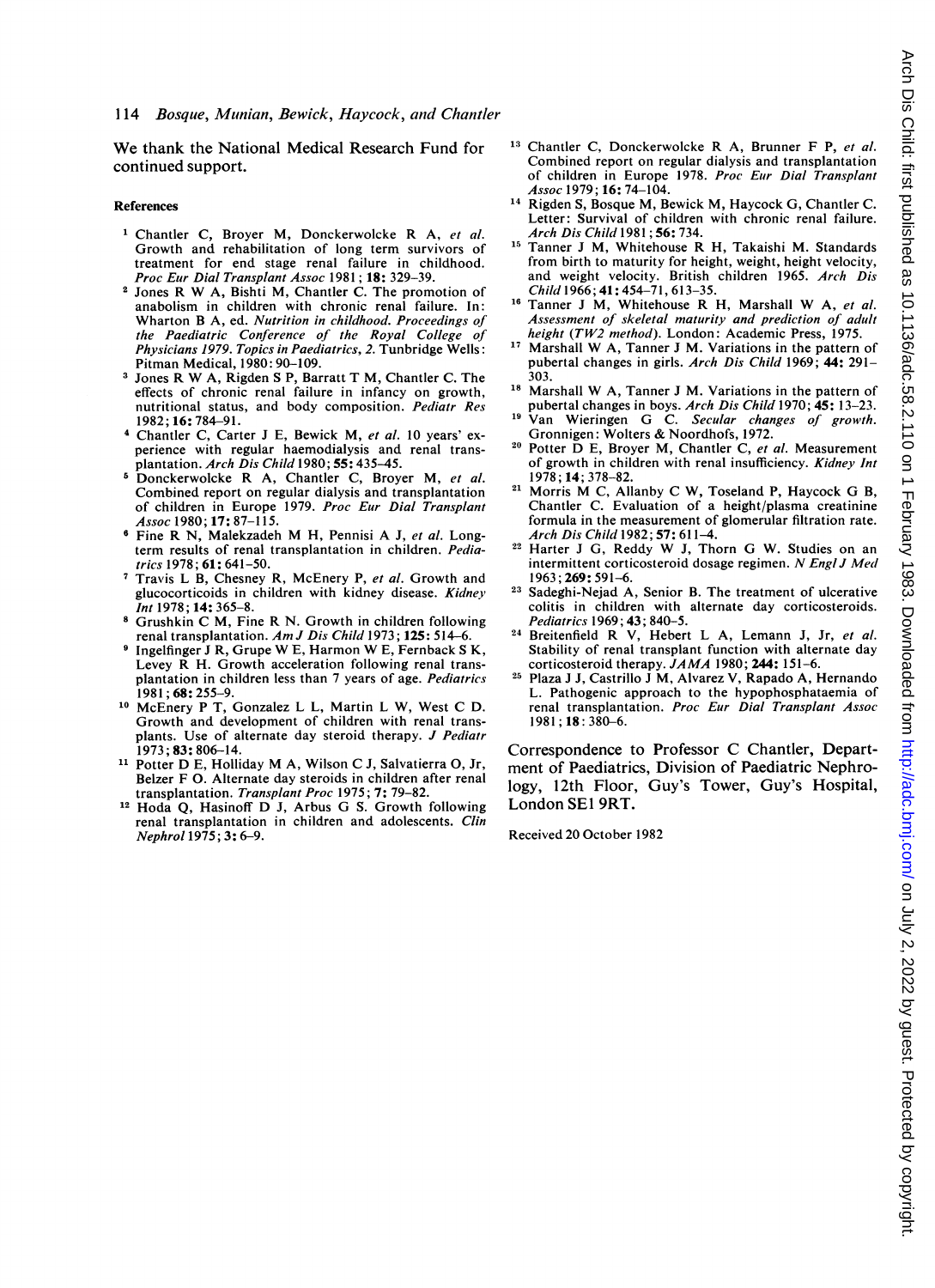We thank the National Medical Research Fund for continued support.

### References

1. Chantler C, Broyer M, Donckerwolcke R A, *et al.* Growth and rehabilitation of long term survivors of treatment for end stage renal failure in childhood. *Proc Eur Dial Transplant Assoc* 1981; **18:** 329–39.
2. Jones R W A, Bishti M, Chantler C. The promotion of anabolism in children with chronic renal failure. In: Wharton B A, ed. *Nutrition in childhood. Proceedings of the Paediatric Conference of the Royal College of Physicians 1979. Topics in Paediatrics, 2.* Tunbridge Wells: Pitman Medical, 1980: 90–109.
3. Jones R W A, Rigden S P, Barratt T M, Chantler C. The effects of chronic renal failure in infancy on growth, nutritional status, and body composition. *Pediatr Res* 1982; **16:** 784–91.
4. Chantler C, Carter J E, Bewick M, *et al.* 10 years' experience with regular haemodialysis and renal transplantation. *Arch Dis Child* 1980; **55:** 435–45.
5. Donckerwolcke R A, Chantler C, Broyer M, *et al.* Combined report on regular dialysis and transplantation of children in Europe 1979. *Proc Eur Dial Transplant Assoc* 1980; **17:** 87–115.
6. Fine R N, Malekzadeh M H, Pennisi A J, *et al.* Long-term results of renal transplantation in children. *Pediatrics* 1978; **61:** 641–50.
7. Travis L B, Chesney R, McEnery P, *et al.* Growth and glucocorticoids in children with kidney disease. *Kidney Int* 1978; **14:** 365–8.
8. Grushkin C M, Fine R N. Growth in children following renal transplantation. *Am J Dis Child* 1973; **125:** 514–6.
9. Ingelfinger J R, Grupe W E, Harmon W E, Fernback S K, Levey R H. Growth acceleration following renal transplantation in children less than 7 years of age. *Pediatrics* 1981; **68:** 255–9.
10. McEnery P T, Gonzalez L L, Martin L W, West C D. Growth and development of children with renal transplants. Use of alternate day steroid therapy. *J Pediatr* 1973; **83:** 806–14.
11. Potter D E, Holliday M A, Wilson C J, Salvatierra O, Jr, Belzer F O. Alternate day steroids in children after renal transplantation. *Transplant Proc* 1975; **7:** 79–82.
12. Hoda Q, Hasinoff D J, Arbus G S. Growth following renal transplantation in children and adolescents. *Clin Nephrol* 1975; **3:** 6–9.
13. Chantler C, Donckerwolcke R A, Brunner F P, *et al.* Combined report on regular dialysis and transplantation of children in Europe 1978. *Proc Eur Dial Transplant Assoc* 1979; **16:** 74–104.
14. Rigden S, Bosque M, Bewick M, Haycock G, Chantler C. Letter: Survival of children with chronic renal failure. *Arch Dis Child* 1981; **56:** 734.
15. Tanner J M, Whitehouse R H, Takaishi M. Standards from birth to maturity for height, weight, height velocity, and weight velocity. British children 1965. *Arch Dis Child* 1966; **41:** 454–71, 613–35.
16. Tanner J M, Whitehouse R H, Marshall W A, *et al.* *Assessment of skeletal maturity and prediction of adult height (TW2 method).* London: Academic Press, 1975.
17. Marshall W A, Tanner J M. Variations in the pattern of pubertal changes in girls. *Arch Dis Child* 1969; **44:** 291–303.
18. Marshall W A, Tanner J M. Variations in the pattern of pubertal changes in boys. *Arch Dis Child* 1970; **45:** 13–23.
19. Van Wieringen G C. *Secular changes of growth.* Gronningen: Wolters & Noordhofs, 1972.
20. Potter D E, Broyer M, Chantler C, *et al.* Measurement of growth in children with renal insufficiency. *Kidney Int* 1978; **14;** 378–82.
21. Morris M C, Allanby C W, Toseland P, Haycock G B, Chantler C. Evaluation of a height/plasma creatinine formula in the measurement of glomerular filtration rate. *Arch Dis Child* 1982; **57:** 611–4.
22. Harter J G, Reddy W J, Thorn G W. Studies on an intermittent corticosteroid dosage regimen. *N Engl J Med* 1963; **269:** 591–6.
23. Sadeghi-Nejad A, Senior B. The treatment of ulcerative colitis in children with alternate day corticosteroids. *Pediatrics* 1969; **43;** 840–5.
24. Breitenfield R V, Hebert L A, Lemann J, Jr, *et al.* Stability of renal transplant function with alternate day corticosteroid therapy. *JAMA* 1980; **244:** 151–6.
25. Plaza J J, Castrillo J M, Alvarez V, Rapado A, Hernando L. Pathogenic approach to the hypophosphataemia of renal transplantation. *Proc Eur Dial Transplant Assoc* 1981; **18**: 380–6.

Correspondence to Professor C Chantler, Department of Paediatrics, Division of Paediatric Nephrology, 12th Floor, Guy's Tower, Guy's Hospital, London SE1 9RT.

Received 20 October 1982